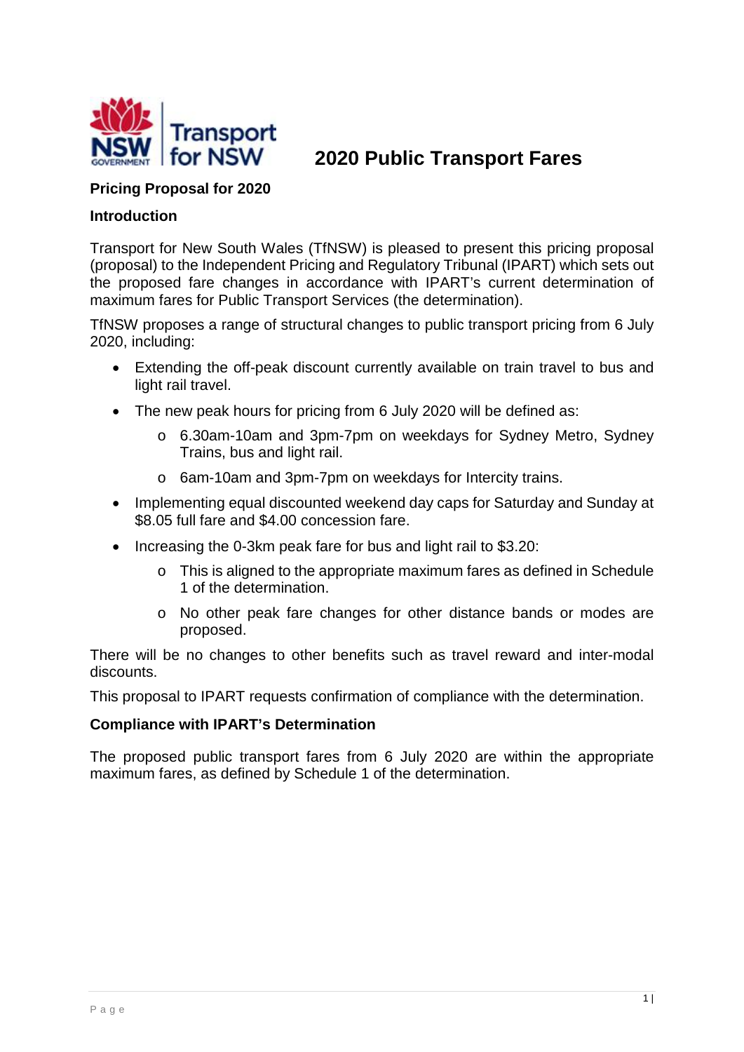# 2020 Public Transport Fares

## Pricing Proposal for 2020

### Introduction

Transport for New South Wales (TfNSW) is pleased to present this pricing proposal (proposal) to the Independent Pricing and Regulatory Tribunal (IPART) which sets out the proposed fare changes in accordance with IPART's current determination of maximum fares for Public Transport Services (the determination).

TfNSW proposes a range of structural changes to public transport pricing from 6 July 2020, including:

- Extending the off-peak discount currently available on train travel to bus and light rail travel.
- The new peak hours for pricing from 6 July 2020 will be defined as:
  - 6.30am-10am and 3pm-7pm on weekdays for Sydney Metro, Sydney Trains, bus and light rail.
  - 6am-10am and 3pm-7pm on weekdays for Intercity trains.
- Implementing equal discounted weekend day caps for Saturday and Sunday at $8.05 full fare and $4.00 concession fare.
- Increasing the 0-3km peak fare for bus and light rail to $3.20:
  - This is aligned to the appropriate maximum fares as defined in Schedule 1 of the determination.
  - No other peak fare changes for other distance bands or modes are proposed.

There will be no changes to other benefits such as travel reward and inter-modal discounts.

This proposal to IPART requests confirmation of compliance with the determination.

### Compliance with IPART's Determination

The proposed public transport fares from 6 July 2020 are within the appropriate maximum fares, as defined by Schedule 1 of the determination.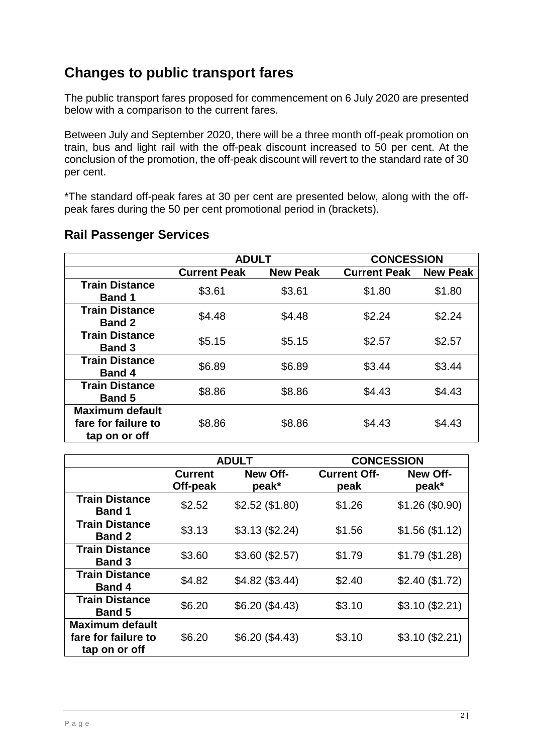## Changes to public transport fares

The public transport fares proposed for commencement on 6 July 2020 are presented below with a comparison to the current fares.

Between July and September 2020, there will be a three month off-peak promotion on train, bus and light rail with the off-peak discount increased to 50 per cent. At the conclusion of the promotion, the off-peak discount will revert to the standard rate of 30 per cent.

*The standard off-peak fares at 30 per cent are presented below, along with the off-peak fares during the 50 per cent promotional period in (brackets).

### Rail Passenger Services

| | ADULT | | CONCESSION | |
|---|---|---|---|---|
| | **Current Peak** | **New Peak** | **Current Peak** | **New Peak** |
| **Train Distance Band 1** | $3.61 | $3.61 | $1.80 | $1.80 |
| **Train Distance Band 2** | $4.48 | $4.48 | $2.24 | $2.24 |
| **Train Distance Band 3** | $5.15 | $5.15 | $2.57 | $2.57 |
| **Train Distance Band 4** | $6.89 | $6.89 | $3.44 | $3.44 |
| **Train Distance Band 5** | $8.86 | $8.86 | $4.43 | $4.43 |
| **Maximum default fare for failure to tap on or off** | $8.86 | $8.86 | $4.43 | $4.43 |

| | ADULT | | CONCESSION | |
|---|---|---|---|---|
| | **Current Off-peak** | **New Off-peak*** | **Current Off-peak** | **New Off-peak*** |
| **Train Distance Band 1** | $2.52 | $2.52 ($1.80) | $1.26 | $1.26 ($0.90) |
| **Train Distance Band 2** | $3.13 | $3.13 ($2.24) | $1.56 | $1.56 ($1.12) |
| **Train Distance Band 3** | $3.60 | $3.60 ($2.57) | $1.79 | $1.79 ($1.28) |
| **Train Distance Band 4** | $4.82 | $4.82 ($3.44) | $2.40 | $2.40 ($1.72) |
| **Train Distance Band 5** | $6.20 | $6.20 ($4.43) | $3.10 | $3.10 ($2.21) |
| **Maximum default fare for failure to tap on or off** | $6.20 | $6.20 ($4.43) | $3.10 | $3.10 ($2.21) |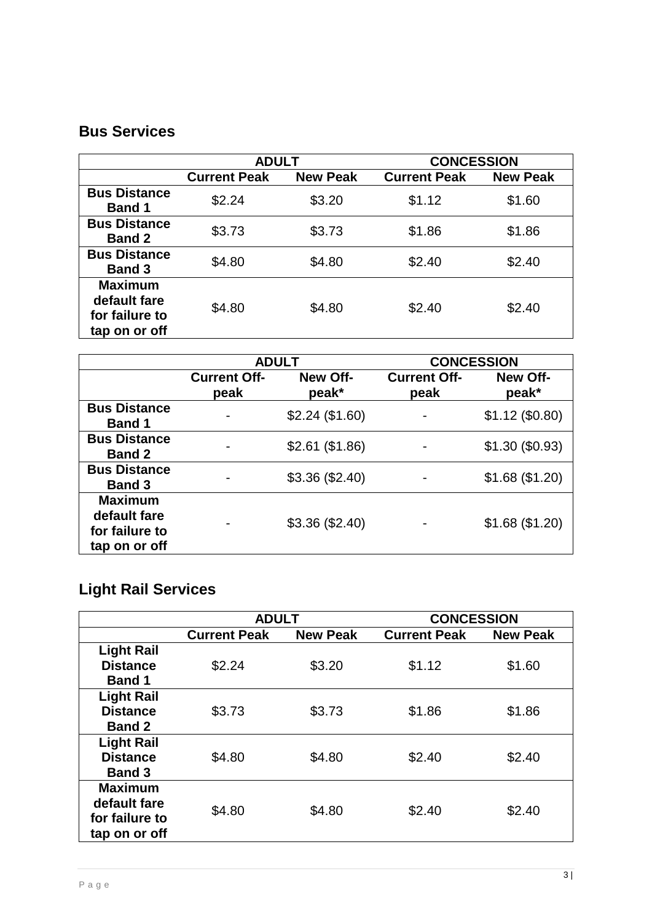## Bus Services

| | ADULT | | CONCESSION | |
|---|---|---|---|---|
| | **Current Peak** | **New Peak** | **Current Peak** | **New Peak** |
| **Bus Distance Band 1** | $2.24 | $3.20 | $1.12 | $1.60 |
| **Bus Distance Band 2** | $3.73 | $3.73 | $1.86 | $1.86 |
| **Bus Distance Band 3** | $4.80 | $4.80 | $2.40 | $2.40 |
| **Maximum default fare for failure to tap on or off** | $4.80 | $4.80 | $2.40 | $2.40 |

| | ADULT | | CONCESSION | |
|---|---|---|---|---|
| | **Current Off-peak** | **New Off-peak*** | **Current Off-peak** | **New Off-peak*** |
| **Bus Distance Band 1** | - | $2.24 ($1.60) | - | $1.12 ($0.80) |
| **Bus Distance Band 2** | - | $2.61 ($1.86) | - | $1.30 ($0.93) |
| **Bus Distance Band 3** | - | $3.36 ($2.40) | - | $1.68 ($1.20) |
| **Maximum default fare for failure to tap on or off** | - | $3.36 ($2.40) | - | $1.68 ($1.20) |

## Light Rail Services

| | ADULT | | CONCESSION | |
|---|---|---|---|---|
| | **Current Peak** | **New Peak** | **Current Peak** | **New Peak** |
| **Light Rail Distance Band 1** | $2.24 | $3.20 | $1.12 | $1.60 |
| **Light Rail Distance Band 2** | $3.73 | $3.73 | $1.86 | $1.86 |
| **Light Rail Distance Band 3** | $4.80 | $4.80 | $2.40 | $2.40 |
| **Maximum default fare for failure to tap on or off** | $4.80 | $4.80 | $2.40 | $2.40 |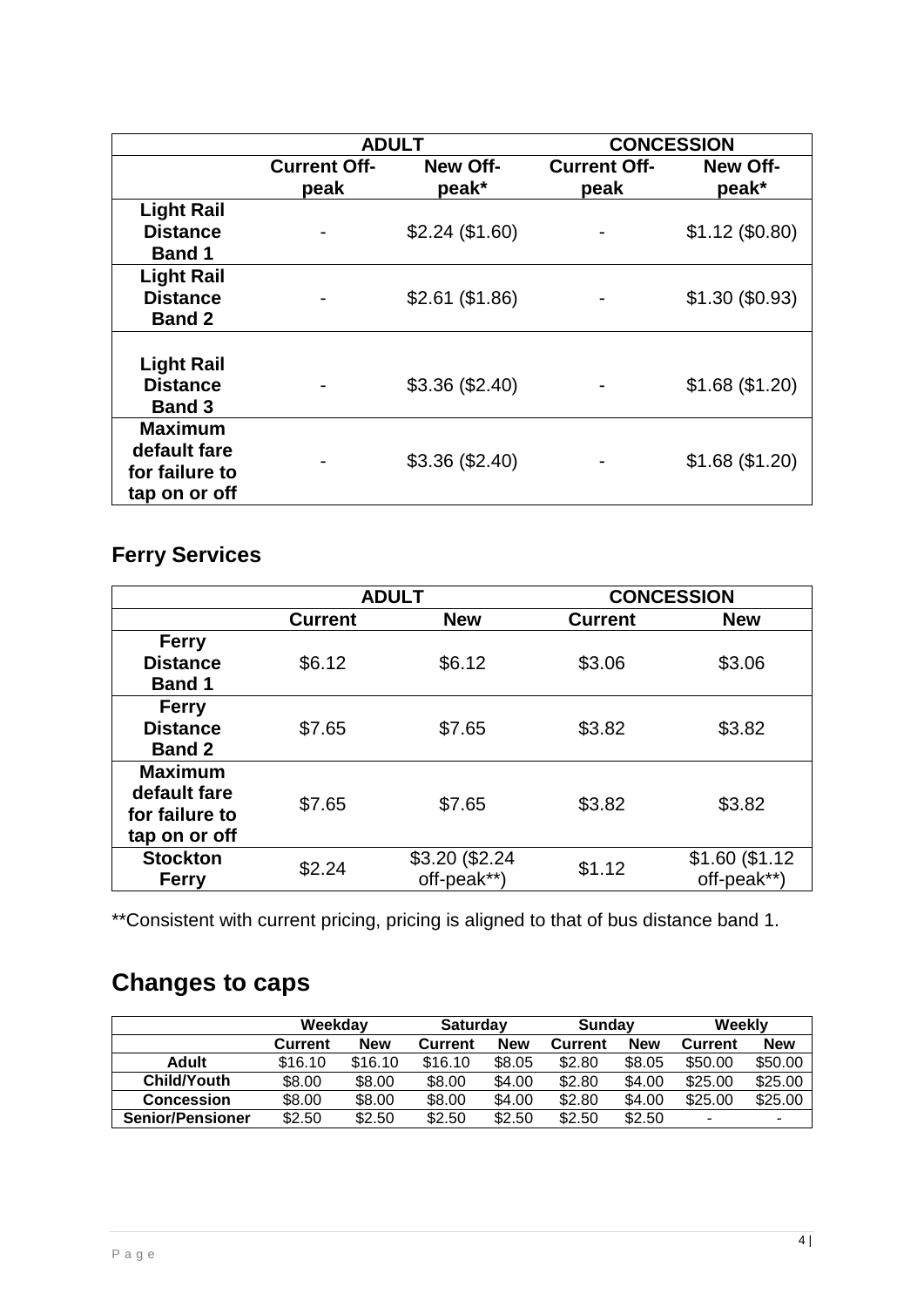| | ADULT | | CONCESSION | |
|---|---|---|---|---|
| | **Current Off-peak** | **New Off-peak*** | **Current Off-peak** | **New Off-peak*** |
| **Light Rail Distance Band 1** | - | $2.24 ($1.60) | - | $1.12 ($0.80) |
| **Light Rail Distance Band 2** | - | $2.61 ($1.86) | - | $1.30 ($0.93) |
| **Light Rail Distance Band 3** | - | $3.36 ($2.40) | - | $1.68 ($1.20) |
| **Maximum default fare for failure to tap on or off** | - | $3.36 ($2.40) | - | $1.68 ($1.20) |

## Ferry Services

| | ADULT | | CONCESSION | |
|---|---|---|---|---|
| | **Current** | **New** | **Current** | **New** |
| **Ferry Distance Band 1** | $6.12 | $6.12 | $3.06 | $3.06 |
| **Ferry Distance Band 2** | $7.65 | $7.65 | $3.82 | $3.82 |
| **Maximum default fare for failure to tap on or off** | $7.65 | $7.65 | $3.82 | $3.82 |
| **Stockton Ferry** | $2.24 | $3.20 ($2.24 off-peak**) | $1.12 | $1.60 ($1.12 off-peak**) |

**Consistent with current pricing, pricing is aligned to that of bus distance band 1.

# Changes to caps

| | Weekday | | Saturday | | Sunday | | Weekly | |
|---|---|---|---|---|---|---|---|---|
| | **Current** | **New** | **Current** | **New** | **Current** | **New** | **Current** | **New** |
| **Adult** | $16.10 | $16.10 | $16.10 | $8.05 | $2.80 | $8.05 | $50.00 | $50.00 |
| **Child/Youth** | $8.00 | $8.00 | $8.00 | $4.00 | $2.80 | $4.00 | $25.00 | $25.00 |
| **Concession** | $8.00 | $8.00 | $8.00 | $4.00 | $2.80 | $4.00 | $25.00 | $25.00 |
| **Senior/Pensioner** | $2.50 | $2.50 | $2.50 | $2.50 | $2.50 | $2.50 | - | - |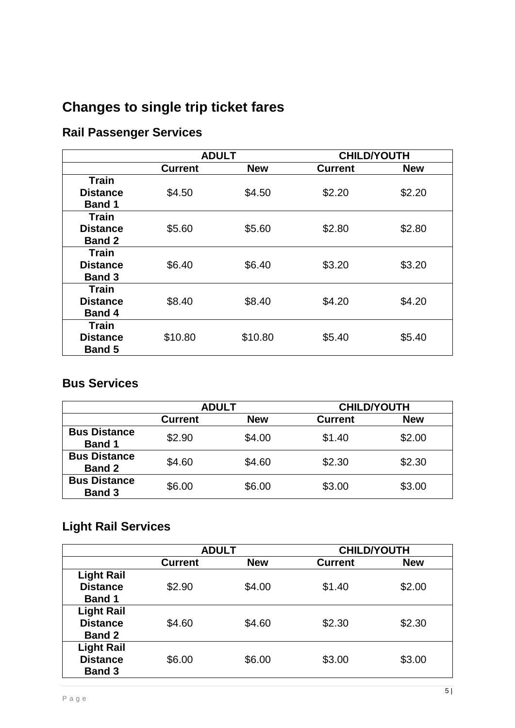## Changes to single trip ticket fares

### Rail Passenger Services

| | ADULT | | CHILD/YOUTH | |
|---|---|---|---|---|
| | **Current** | **New** | **Current** | **New** |
| **Train Distance Band 1** | $4.50 | $4.50 | $2.20 | $2.20 |
| **Train Distance Band 2** | $5.60 | $5.60 | $2.80 | $2.80 |
| **Train Distance Band 3** | $6.40 | $6.40 | $3.20 | $3.20 |
| **Train Distance Band 4** | $8.40 | $8.40 | $4.20 | $4.20 |
| **Train Distance Band 5** | $10.80 | $10.80 | $5.40 | $5.40 |

### Bus Services

| | ADULT | | CHILD/YOUTH | |
|---|---|---|---|---|
| | **Current** | **New** | **Current** | **New** |
| **Bus Distance Band 1** | $2.90 | $4.00 | $1.40 | $2.00 |
| **Bus Distance Band 2** | $4.60 | $4.60 | $2.30 | $2.30 |
| **Bus Distance Band 3** | $6.00 | $6.00 | $3.00 | $3.00 |

### Light Rail Services

| | ADULT | | CHILD/YOUTH | |
|---|---|---|---|---|
| | **Current** | **New** | **Current** | **New** |
| **Light Rail Distance Band 1** | $2.90 | $4.00 | $1.40 | $2.00 |
| **Light Rail Distance Band 2** | $4.60 | $4.60 | $2.30 | $2.30 |
| **Light Rail Distance Band 3** | $6.00 | $6.00 | $3.00 | $3.00 |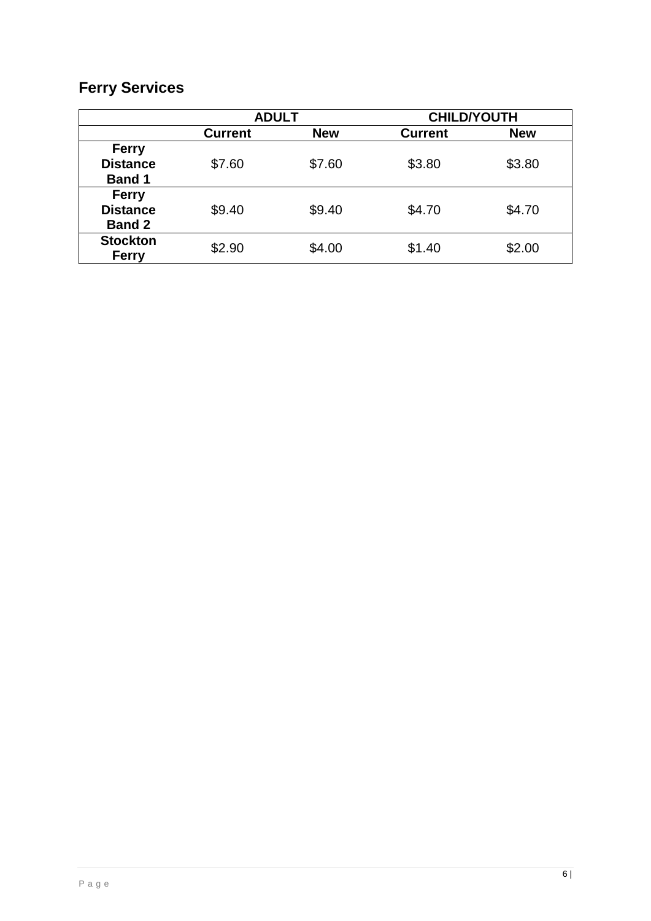## Ferry Services

| | ADULT | | CHILD/YOUTH | |
|---|---|---|---|---|
| | **Current** | **New** | **Current** | **New** |
| **Ferry Distance Band 1** | $7.60 | $7.60 | $3.80 | $3.80 |
| **Ferry Distance Band 2** | $9.40 | $9.40 | $4.70 | $4.70 |
| **Stockton Ferry** | $2.90 | $4.00 | $1.40 | $2.00 |